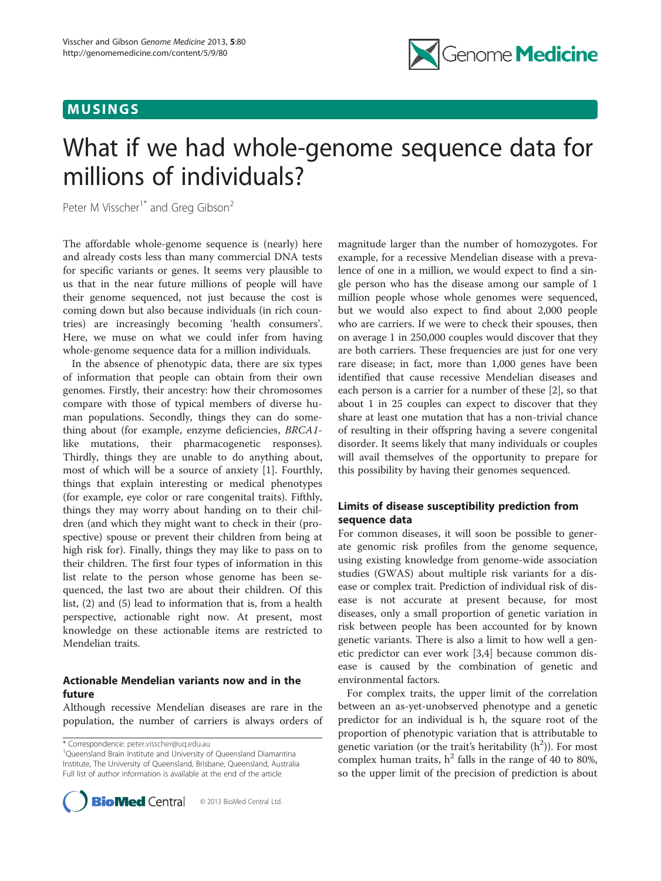## MUSINGS

# What if we had whole-genome sequence data for millions of individuals?

Peter M Visscher[1*] and Greg Gibson[2]

The affordable whole-genome sequence is (nearly) here and already costs less than many commercial DNA tests for specific variants or genes. It seems very plausible to us that in the near future millions of people will have their genome sequenced, not just because the cost is coming down but also because individuals (in rich countries) are increasingly becoming 'health consumers'. Here, we muse on what we could infer from having whole-genome sequence data for a million individuals.

In the absence of phenotypic data, there are six types of information that people can obtain from their own genomes. Firstly, their ancestry: how their chromosomes compare with those of typical members of diverse human populations. Secondly, things they can do something about (for example, enzyme deficiencies, *BRCA1*-like mutations, their pharmacogenetic responses). Thirdly, things they are unable to do anything about, most of which will be a source of anxiety [1]. Fourthly, things that explain interesting or medical phenotypes (for example, eye color or rare congenital traits). Fifthly, things they may worry about handing on to their children (and which they might want to check in their (prospective) spouse or prevent their children from being at high risk for). Finally, things they may like to pass on to their children. The first four types of information in this list relate to the person whose genome has been sequenced, the last two are about their children. Of this list, (2) and (5) lead to information that is, from a health perspective, actionable right now. At present, most knowledge on these actionable items are restricted to Mendelian traits.

### Actionable Mendelian variants now and in the future

Although recessive Mendelian diseases are rare in the population, the number of carriers is always orders of magnitude larger than the number of homozygotes. For example, for a recessive Mendelian disease with a prevalence of one in a million, we would expect to find a single person who has the disease among our sample of 1 million people whose whole genomes were sequenced, but we would also expect to find about 2,000 people who are carriers. If we were to check their spouses, then on average 1 in 250,000 couples would discover that they are both carriers. These frequencies are just for one very rare disease; in fact, more than 1,000 genes have been identified that cause recessive Mendelian diseases and each person is a carrier for a number of these [2], so that about 1 in 25 couples can expect to discover that they share at least one mutation that has a non-trivial chance of resulting in their offspring having a severe congenital disorder. It seems likely that many individuals or couples will avail themselves of the opportunity to prepare for this possibility by having their genomes sequenced.

### Limits of disease susceptibility prediction from sequence data

For common diseases, it will soon be possible to generate genomic risk profiles from the genome sequence, using existing knowledge from genome-wide association studies (GWAS) about multiple risk variants for a disease or complex trait. Prediction of individual risk of disease is not accurate at present because, for most diseases, only a small proportion of genetic variation in risk between people has been accounted for by known genetic variants. There is also a limit to how well a genetic predictor can ever work [3,4] because common disease is caused by the combination of genetic and environmental factors.

For complex traits, the upper limit of the correlation between an as-yet-unobserved phenotype and a genetic predictor for an individual is h, the square root of the proportion of phenotypic variation that is attributable to genetic variation (or the trait's heritability ($h^2$)). For most complex human traits, $h^2$ falls in the range of 40 to 80%, so the upper limit of the precision of prediction is about

\* Correspondence: peter.visscher@uq.edu.au
[1]Queensland Brain Institute and University of Queensland Diamantina Institute, The University of Queensland, Brisbane, Queensland, Australia
Full list of author information is available at the end of the article

© 2013 BioMed Central Ltd.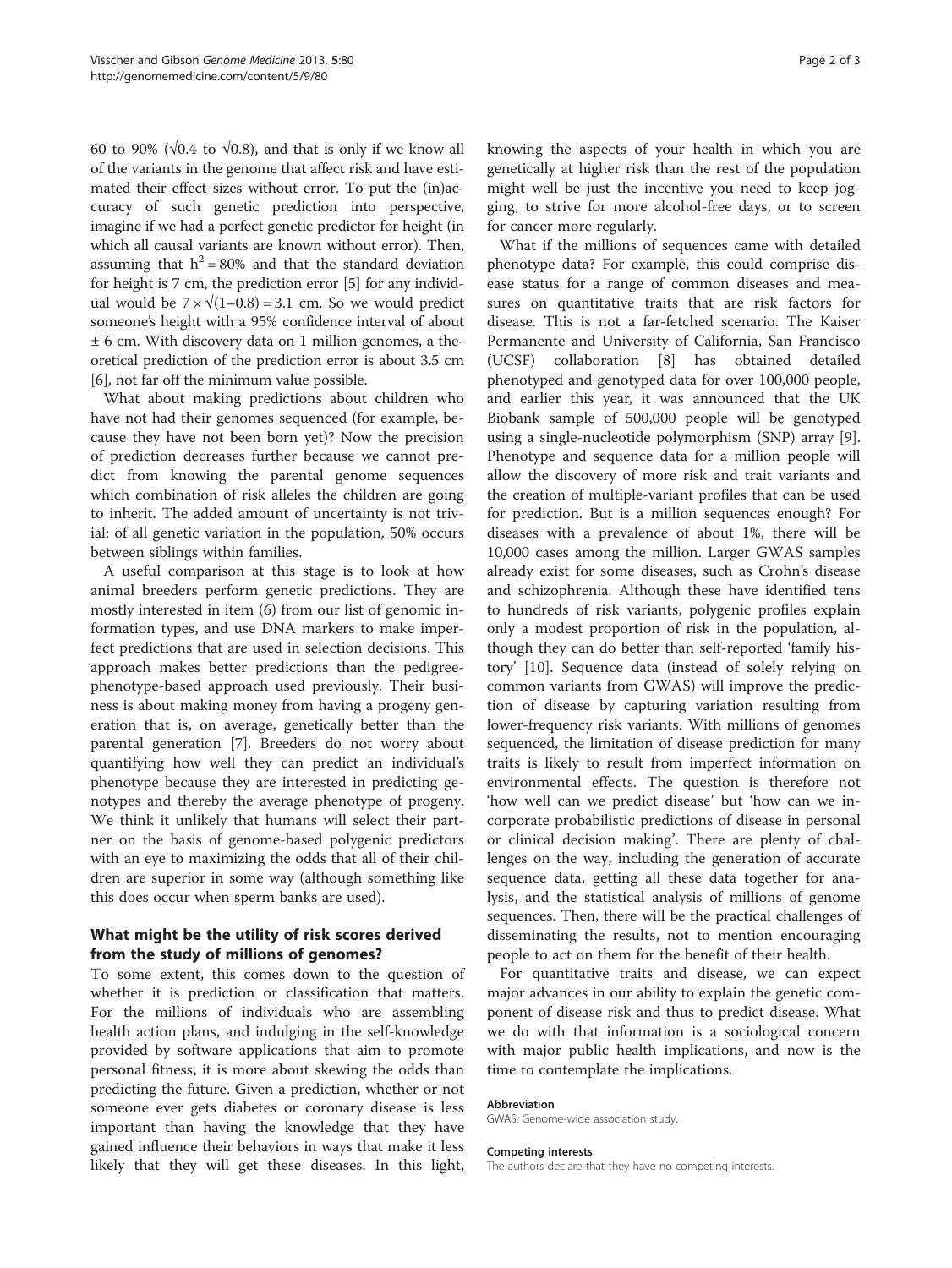60 to 90% ($\sqrt{0.4}$ to $\sqrt{0.8}$), and that is only if we know all of the variants in the genome that affect risk and have estimated their effect sizes without error. To put the (in)accuracy of such genetic prediction into perspective, imagine if we had a perfect genetic predictor for height (in which all causal variants are known without error). Then, assuming that $h^2 = 80\%$ and that the standard deviation for height is 7 cm, the prediction error [5] for any individual would be $7 \times \sqrt{(1\text{–}0.8)} = 3.1$ cm. So we would predict someone's height with a 95% confidence interval of about ± 6 cm. With discovery data on 1 million genomes, a theoretical prediction of the prediction error is about 3.5 cm [6], not far off the minimum value possible.

What about making predictions about children who have not had their genomes sequenced (for example, because they have not been born yet)? Now the precision of prediction decreases further because we cannot predict from knowing the parental genome sequences which combination of risk alleles the children are going to inherit. The added amount of uncertainty is not trivial: of all genetic variation in the population, 50% occurs between siblings within families.

A useful comparison at this stage is to look at how animal breeders perform genetic predictions. They are mostly interested in item (6) from our list of genomic information types, and use DNA markers to make imperfect predictions that are used in selection decisions. This approach makes better predictions than the pedigree-phenotype-based approach used previously. Their business is about making money from having a progeny generation that is, on average, genetically better than the parental generation [7]. Breeders do not worry about quantifying how well they can predict an individual's phenotype because they are interested in predicting genotypes and thereby the average phenotype of progeny. We think it unlikely that humans will select their partner on the basis of genome-based polygenic predictors with an eye to maximizing the odds that all of their children are superior in some way (although something like this does occur when sperm banks are used).

## What might be the utility of risk scores derived from the study of millions of genomes?

To some extent, this comes down to the question of whether it is prediction or classification that matters. For the millions of individuals who are assembling health action plans, and indulging in the self-knowledge provided by software applications that aim to promote personal fitness, it is more about skewing the odds than predicting the future. Given a prediction, whether or not someone ever gets diabetes or coronary disease is less important than having the knowledge that they have gained influence their behaviors in ways that make it less likely that they will get these diseases. In this light, knowing the aspects of your health in which you are genetically at higher risk than the rest of the population might well be just the incentive you need to keep jogging, to strive for more alcohol-free days, or to screen for cancer more regularly.

What if the millions of sequences came with detailed phenotype data? For example, this could comprise disease status for a range of common diseases and measures on quantitative traits that are risk factors for disease. This is not a far-fetched scenario. The Kaiser Permanente and University of California, San Francisco (UCSF) collaboration [8] has obtained detailed phenotyped and genotyped data for over 100,000 people, and earlier this year, it was announced that the UK Biobank sample of 500,000 people will be genotyped using a single-nucleotide polymorphism (SNP) array [9]. Phenotype and sequence data for a million people will allow the discovery of more risk and trait variants and the creation of multiple-variant profiles that can be used for prediction. But is a million sequences enough? For diseases with a prevalence of about 1%, there will be 10,000 cases among the million. Larger GWAS samples already exist for some diseases, such as Crohn's disease and schizophrenia. Although these have identified tens to hundreds of risk variants, polygenic profiles explain only a modest proportion of risk in the population, although they can do better than self-reported 'family history' [10]. Sequence data (instead of solely relying on common variants from GWAS) will improve the prediction of disease by capturing variation resulting from lower-frequency risk variants. With millions of genomes sequenced, the limitation of disease prediction for many traits is likely to result from imperfect information on environmental effects. The question is therefore not 'how well can we predict disease' but 'how can we incorporate probabilistic predictions of disease in personal or clinical decision making'. There are plenty of challenges on the way, including the generation of accurate sequence data, getting all these data together for analysis, and the statistical analysis of millions of genome sequences. Then, there will be the practical challenges of disseminating the results, not to mention encouraging people to act on them for the benefit of their health.

For quantitative traits and disease, we can expect major advances in our ability to explain the genetic component of disease risk and thus to predict disease. What we do with that information is a sociological concern with major public health implications, and now is the time to contemplate the implications.

#### Abbreviation

GWAS: Genome-wide association study.

#### Competing interests

The authors declare that they have no competing interests.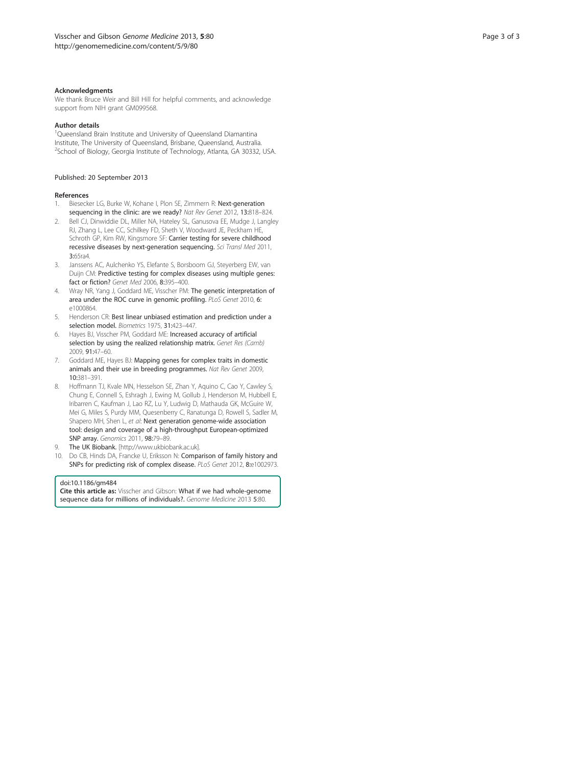### Acknowledgments

We thank Bruce Weir and Bill Hill for helpful comments, and acknowledge support from NIH grant GM099568.

### Author details

[1]Queensland Brain Institute and University of Queensland Diamantina Institute, The University of Queensland, Brisbane, Queensland, Australia. [2]School of Biology, Georgia Institute of Technology, Atlanta, GA 30332, USA.

Published: 20 September 2013

### References

1. Biesecker LG, Burke W, Kohane I, Plon SE, Zimmern R: **Next-generation sequencing in the clinic: are we ready?** *Nat Rev Genet* 2012, **13:**818–824.
2. Bell CJ, Dinwiddie DL, Miller NA, Hateley SL, Ganusova EE, Mudge J, Langley RJ, Zhang L, Lee CC, Schilkey FD, Sheth V, Woodward JE, Peckham HE, Schroth GP, Kim RW, Kingsmore SF: **Carrier testing for severe childhood recessive diseases by next-generation sequencing.** *Sci Transl Med* 2011, **3:**65ra4.
3. Janssens AC, Aulchenko YS, Elefante S, Borsboom GJ, Steyerberg EW, van Duijn CM: **Predictive testing for complex diseases using multiple genes: fact or fiction?** *Genet Med* 2006, **8:**395–400.
4. Wray NR, Yang J, Goddard ME, Visscher PM: **The genetic interpretation of area under the ROC curve in genomic profiling.** *PLoS Genet* 2010, **6:** e1000864.
5. Henderson CR: **Best linear unbiased estimation and prediction under a selection model.** *Biometrics* 1975, **31:**423–447.
6. Hayes BJ, Visscher PM, Goddard ME: **Increased accuracy of artificial selection by using the realized relationship matrix.** *Genet Res (Camb)* 2009, **91:**47–60.
7. Goddard ME, Hayes BJ: **Mapping genes for complex traits in domestic animals and their use in breeding programmes.** *Nat Rev Genet* 2009, **10:**381–391.
8. Hoffmann TJ, Kvale MN, Hesselson SE, Zhan Y, Aquino C, Cao Y, Cawley S, Chung E, Connell S, Eshragh J, Ewing M, Gollub J, Henderson M, Hubbell E, Iribarren C, Kaufman J, Lao RZ, Lu Y, Ludwig D, Mathauda GK, McGuire W, Mei G, Miles S, Purdy MM, Quesenberry C, Ranatunga D, Rowell S, Sadler M, Shapero MH, Shen L, *et al*: **Next generation genome-wide association tool: design and coverage of a high-throughput European-optimized SNP array.** *Genomics* 2011, **98:**79–89.
9. **The UK Biobank.** [http://www.ukbiobank.ac.uk].
10. Do CB, Hinds DA, Francke U, Eriksson N: **Comparison of family history and SNPs for predicting risk of complex disease.** *PLoS Genet* 2012, **8:**e1002973.

doi:10.1186/gm484
**Cite this article as:** Visscher and Gibson: What if we had whole-genome sequence data for millions of individuals?. *Genome Medicine* 2013 **5**:80.